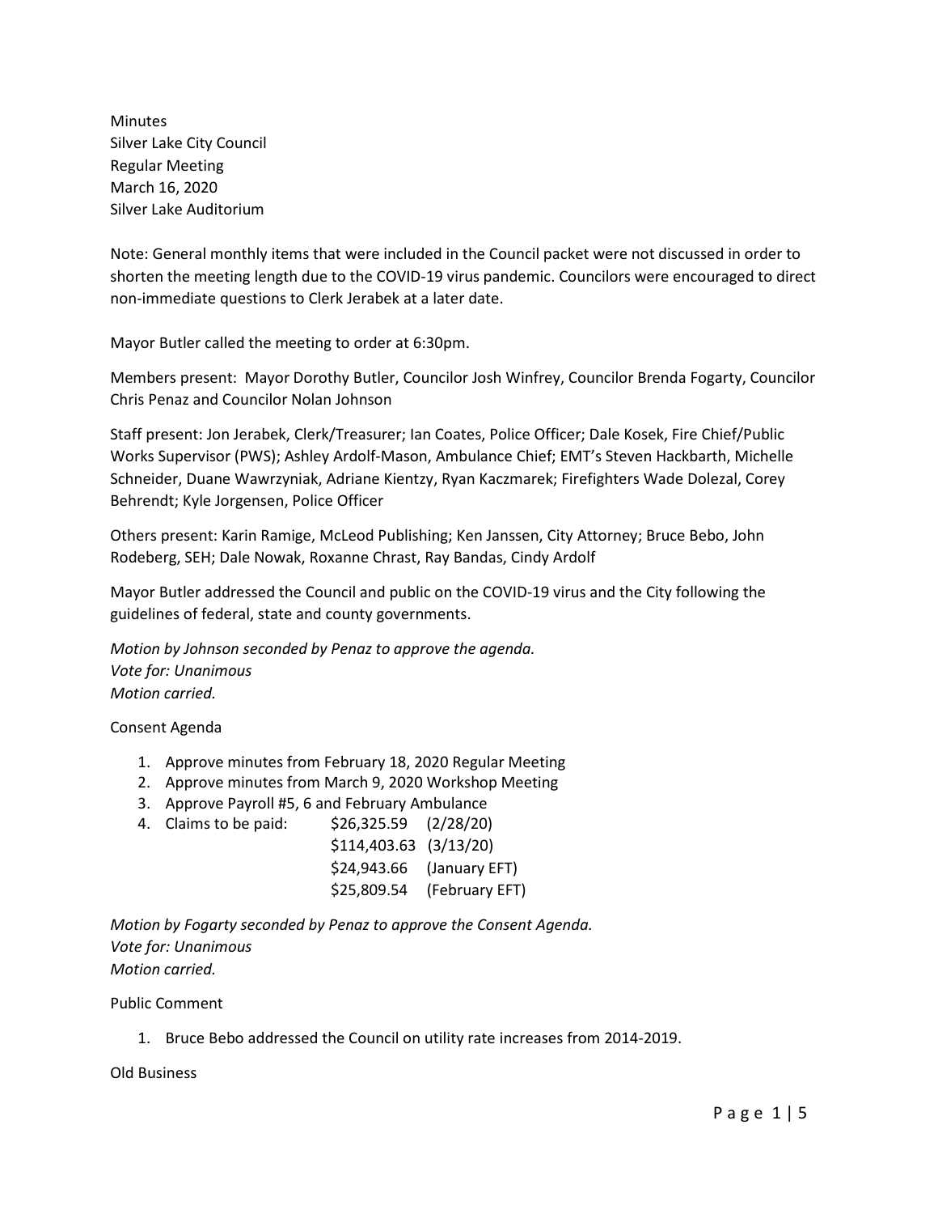Minutes
Silver Lake City Council
Regular Meeting
March 16, 2020
Silver Lake Auditorium

Note: General monthly items that were included in the Council packet were not discussed in order to shorten the meeting length due to the COVID-19 virus pandemic. Councilors were encouraged to direct non-immediate questions to Clerk Jerabek at a later date.

Mayor Butler called the meeting to order at 6:30pm.

Members present: Mayor Dorothy Butler, Councilor Josh Winfrey, Councilor Brenda Fogarty, Councilor Chris Penaz and Councilor Nolan Johnson

Staff present: Jon Jerabek, Clerk/Treasurer; Ian Coates, Police Officer; Dale Kosek, Fire Chief/Public Works Supervisor (PWS); Ashley Ardolf-Mason, Ambulance Chief; EMT's Steven Hackbarth, Michelle Schneider, Duane Wawrzyniak, Adriane Kientzy, Ryan Kaczmarek; Firefighters Wade Dolezal, Corey Behrendt; Kyle Jorgensen, Police Officer

Others present: Karin Ramige, McLeod Publishing; Ken Janssen, City Attorney; Bruce Bebo, John Rodeberg, SEH; Dale Nowak, Roxanne Chrast, Ray Bandas, Cindy Ardolf

Mayor Butler addressed the Council and public on the COVID-19 virus and the City following the guidelines of federal, state and county governments.

*Motion by Johnson seconded by Penaz to approve the agenda.*
*Vote for: Unanimous*
*Motion carried.*

Consent Agenda

1. Approve minutes from February 18, 2020 Regular Meeting
2. Approve minutes from March 9, 2020 Workshop Meeting
3. Approve Payroll #5, 6 and February Ambulance
4. Claims to be paid:
   - $26,325.59 (2/28/20)
   - $114,403.63 (3/13/20)
   - $24,943.66 (January EFT)
   - $25,809.54 (February EFT)

*Motion by Fogarty seconded by Penaz to approve the Consent Agenda.*
*Vote for: Unanimous*
*Motion carried.*

Public Comment

1. Bruce Bebo addressed the Council on utility rate increases from 2014-2019.

Old Business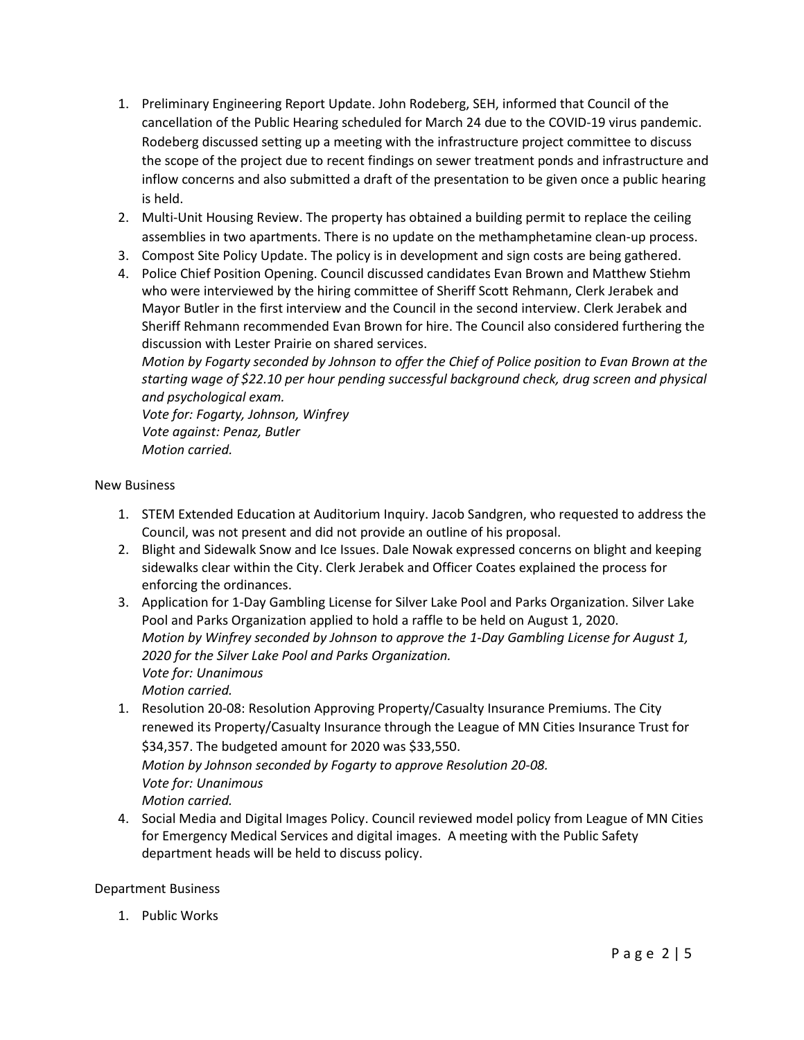1. Preliminary Engineering Report Update. John Rodeberg, SEH, informed that Council of the cancellation of the Public Hearing scheduled for March 24 due to the COVID-19 virus pandemic. Rodeberg discussed setting up a meeting with the infrastructure project committee to discuss the scope of the project due to recent findings on sewer treatment ponds and infrastructure and inflow concerns and also submitted a draft of the presentation to be given once a public hearing is held.
2. Multi-Unit Housing Review. The property has obtained a building permit to replace the ceiling assemblies in two apartments. There is no update on the methamphetamine clean-up process.
3. Compost Site Policy Update. The policy is in development and sign costs are being gathered.
4. Police Chief Position Opening. Council discussed candidates Evan Brown and Matthew Stiehm who were interviewed by the hiring committee of Sheriff Scott Rehmann, Clerk Jerabek and Mayor Butler in the first interview and the Council in the second interview. Clerk Jerabek and Sheriff Rehmann recommended Evan Brown for hire. The Council also considered furthering the discussion with Lester Prairie on shared services.
   *Motion by Fogarty seconded by Johnson to offer the Chief of Police position to Evan Brown at the starting wage of $22.10 per hour pending successful background check, drug screen and physical and psychological exam.*
   *Vote for: Fogarty, Johnson, Winfrey*
   *Vote against: Penaz, Butler*
   *Motion carried.*

New Business

1. STEM Extended Education at Auditorium Inquiry. Jacob Sandgren, who requested to address the Council, was not present and did not provide an outline of his proposal.
2. Blight and Sidewalk Snow and Ice Issues. Dale Nowak expressed concerns on blight and keeping sidewalks clear within the City. Clerk Jerabek and Officer Coates explained the process for enforcing the ordinances.
3. Application for 1-Day Gambling License for Silver Lake Pool and Parks Organization. Silver Lake Pool and Parks Organization applied to hold a raffle to be held on August 1, 2020.
   *Motion by Winfrey seconded by Johnson to approve the 1-Day Gambling License for August 1, 2020 for the Silver Lake Pool and Parks Organization.*
   *Vote for: Unanimous*
   *Motion carried.*

1\. Resolution 20-08: Resolution Approving Property/Casualty Insurance Premiums. The City renewed its Property/Casualty Insurance through the League of MN Cities Insurance Trust for $34,357. The budgeted amount for 2020 was $33,550.
   *Motion by Johnson seconded by Fogarty to approve Resolution 20-08.*
   *Vote for: Unanimous*
   *Motion carried.*

4\. Social Media and Digital Images Policy. Council reviewed model policy from League of MN Cities for Emergency Medical Services and digital images. A meeting with the Public Safety department heads will be held to discuss policy.

Department Business

1. Public Works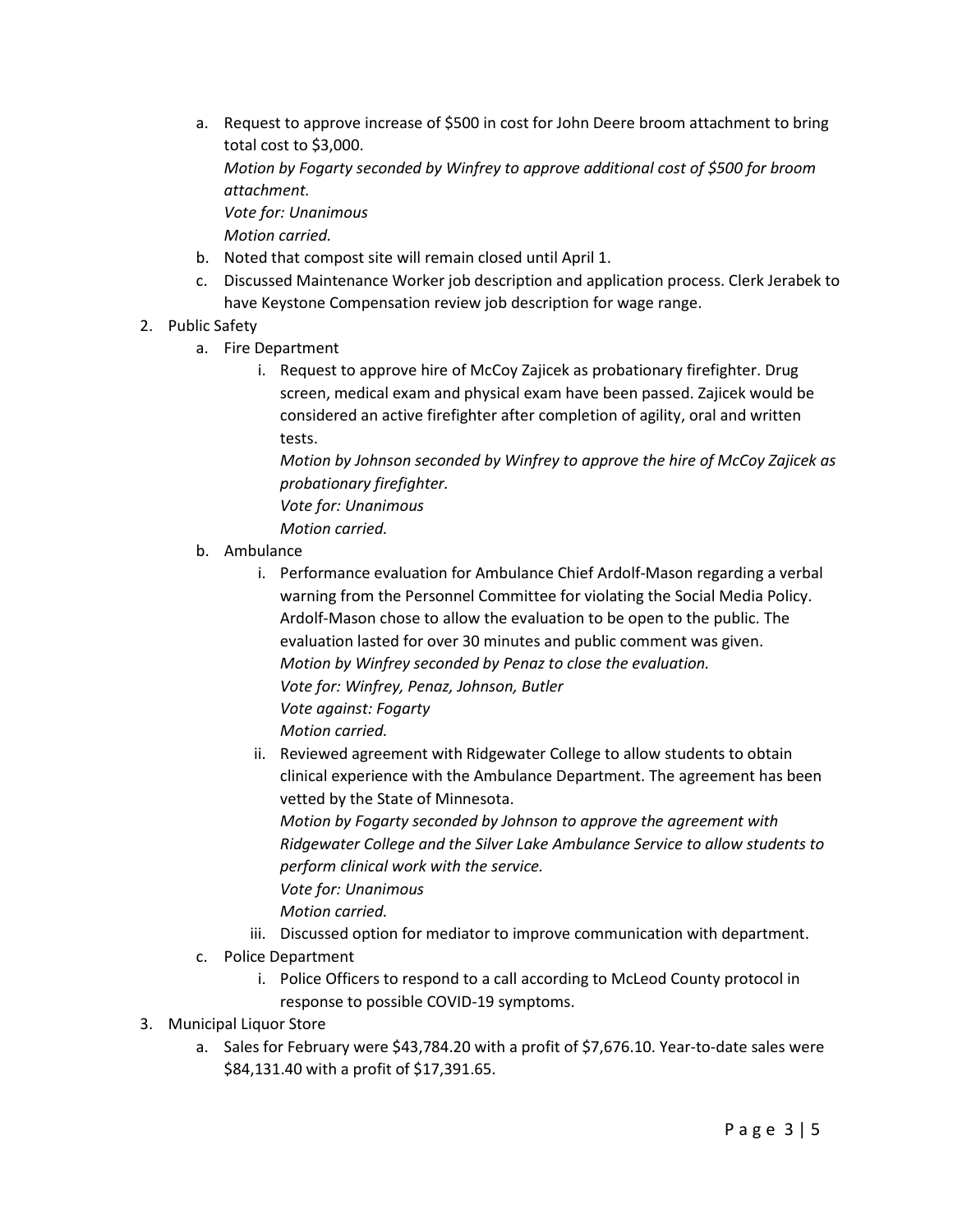a. Request to approve increase of $500 in cost for John Deere broom attachment to bring total cost to $3,000.
   *Motion by Fogarty seconded by Winfrey to approve additional cost of $500 for broom attachment.*
   *Vote for: Unanimous*
   *Motion carried.*
b. Noted that compost site will remain closed until April 1.
c. Discussed Maintenance Worker job description and application process. Clerk Jerabek to have Keystone Compensation review job description for wage range.

2. Public Safety
   a. Fire Department
      i. Request to approve hire of McCoy Zajicek as probationary firefighter. Drug screen, medical exam and physical exam have been passed. Zajicek would be considered an active firefighter after completion of agility, oral and written tests.
         *Motion by Johnson seconded by Winfrey to approve the hire of McCoy Zajicek as probationary firefighter.*
         *Vote for: Unanimous*
         *Motion carried.*
   b. Ambulance
      i. Performance evaluation for Ambulance Chief Ardolf-Mason regarding a verbal warning from the Personnel Committee for violating the Social Media Policy. Ardolf-Mason chose to allow the evaluation to be open to the public. The evaluation lasted for over 30 minutes and public comment was given.
         *Motion by Winfrey seconded by Penaz to close the evaluation.*
         *Vote for: Winfrey, Penaz, Johnson, Butler*
         *Vote against: Fogarty*
         *Motion carried.*
      ii. Reviewed agreement with Ridgewater College to allow students to obtain clinical experience with the Ambulance Department. The agreement has been vetted by the State of Minnesota.
         *Motion by Fogarty seconded by Johnson to approve the agreement with Ridgewater College and the Silver Lake Ambulance Service to allow students to perform clinical work with the service.*
         *Vote for: Unanimous*
         *Motion carried.*
      iii. Discussed option for mediator to improve communication with department.
   c. Police Department
      i. Police Officers to respond to a call according to McLeod County protocol in response to possible COVID-19 symptoms.

3. Municipal Liquor Store
   a. Sales for February were $43,784.20 with a profit of $7,676.10. Year-to-date sales were $84,131.40 with a profit of $17,391.65.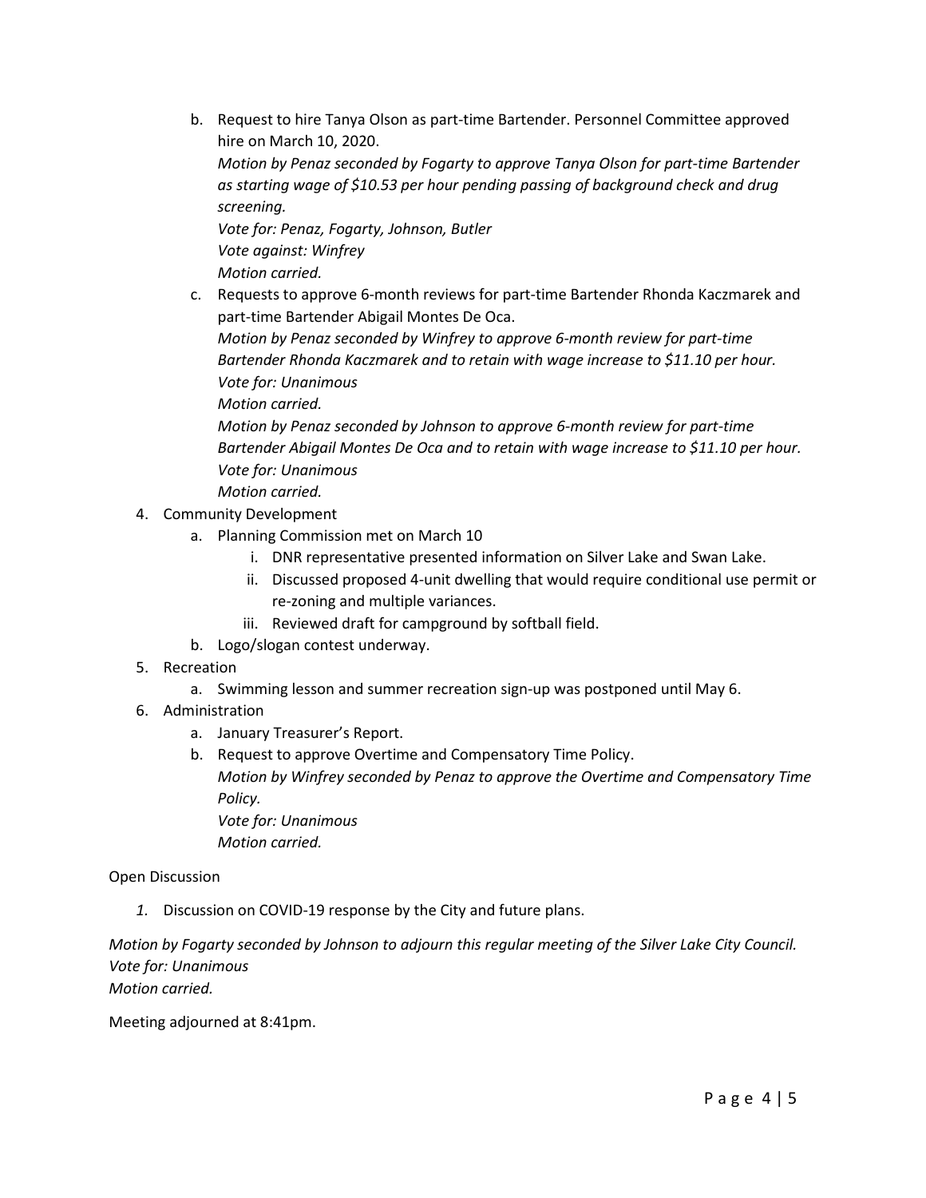b. Request to hire Tanya Olson as part-time Bartender. Personnel Committee approved hire on March 10, 2020.
   *Motion by Penaz seconded by Fogarty to approve Tanya Olson for part-time Bartender as starting wage of $10.53 per hour pending passing of background check and drug screening.*
   *Vote for: Penaz, Fogarty, Johnson, Butler*
   *Vote against: Winfrey*
   *Motion carried.*
c. Requests to approve 6-month reviews for part-time Bartender Rhonda Kaczmarek and part-time Bartender Abigail Montes De Oca.
   *Motion by Penaz seconded by Winfrey to approve 6-month review for part-time Bartender Rhonda Kaczmarek and to retain with wage increase to $11.10 per hour.*
   *Vote for: Unanimous*
   *Motion carried.*
   *Motion by Penaz seconded by Johnson to approve 6-month review for part-time Bartender Abigail Montes De Oca and to retain with wage increase to $11.10 per hour.*
   *Vote for: Unanimous*
   *Motion carried.*

4. Community Development
   a. Planning Commission met on March 10
      i. DNR representative presented information on Silver Lake and Swan Lake.
      ii. Discussed proposed 4-unit dwelling that would require conditional use permit or re-zoning and multiple variances.
      iii. Reviewed draft for campground by softball field.
   b. Logo/slogan contest underway.
5. Recreation
   a. Swimming lesson and summer recreation sign-up was postponed until May 6.
6. Administration
   a. January Treasurer's Report.
   b. Request to approve Overtime and Compensatory Time Policy.
      *Motion by Winfrey seconded by Penaz to approve the Overtime and Compensatory Time Policy.*
      *Vote for: Unanimous*
      *Motion carried.*

Open Discussion

1. Discussion on COVID-19 response by the City and future plans.

*Motion by Fogarty seconded by Johnson to adjourn this regular meeting of the Silver Lake City Council.*
*Vote for: Unanimous*
*Motion carried.*

Meeting adjourned at 8:41pm.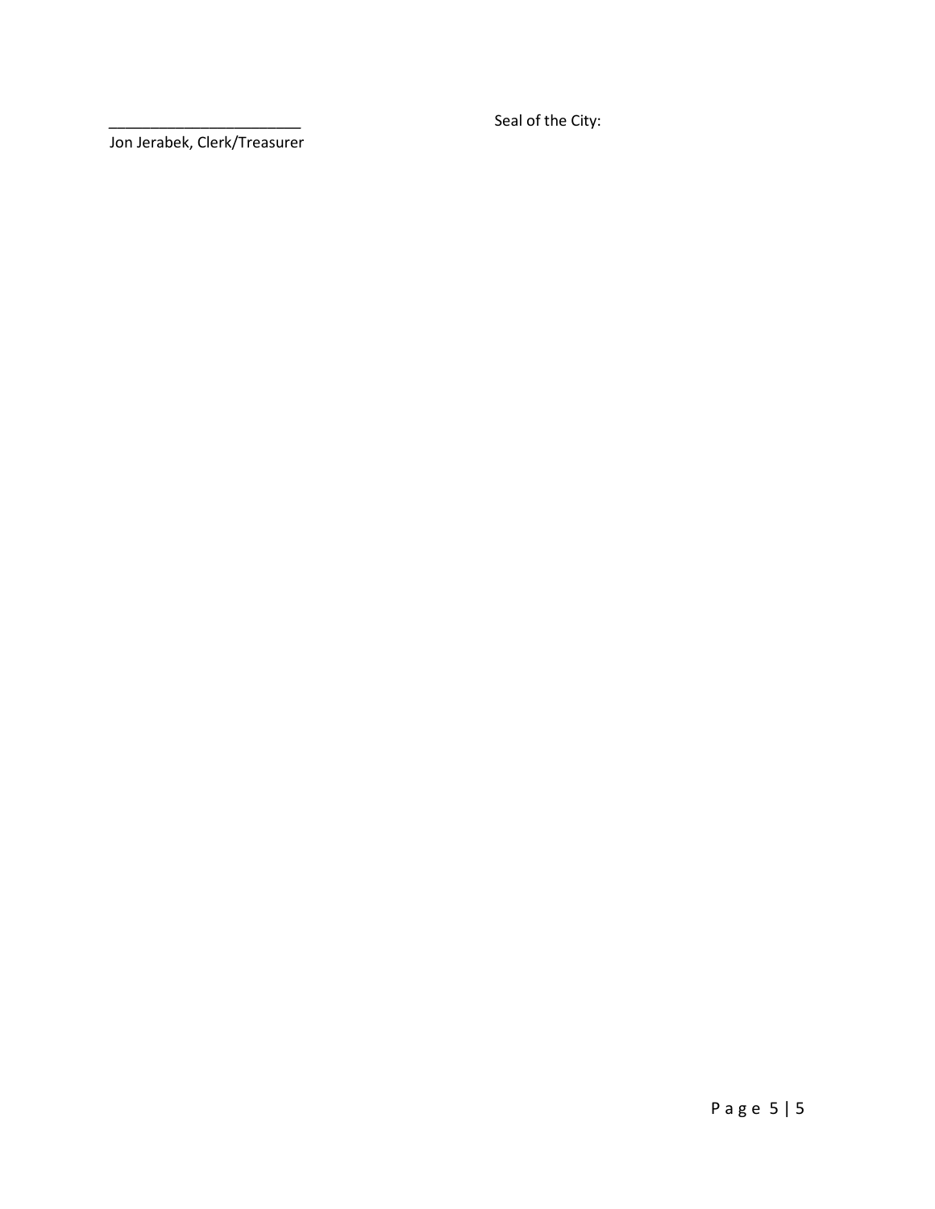________________________ Seal of the City:

Jon Jerabek, Clerk/Treasurer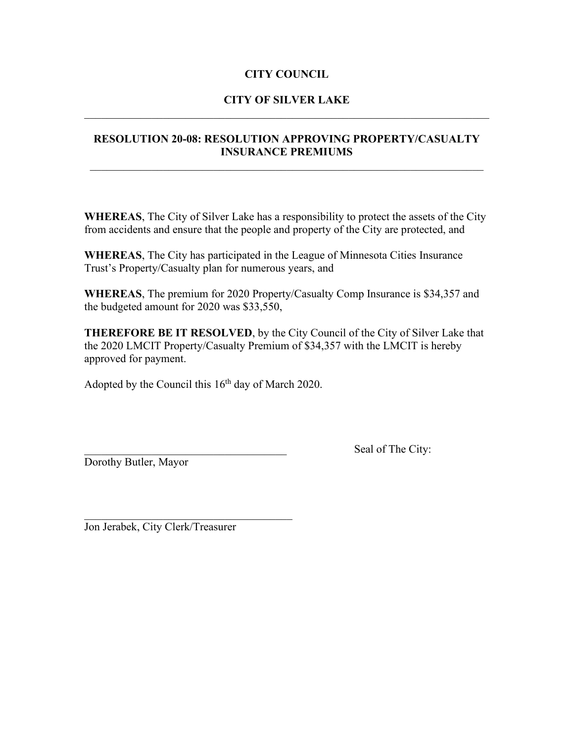**CITY COUNCIL**

**CITY OF SILVER LAKE**

---

**RESOLUTION 20-08: RESOLUTION APPROVING PROPERTY/CASUALTY INSURANCE PREMIUMS**

---

**WHEREAS**, The City of Silver Lake has a responsibility to protect the assets of the City from accidents and ensure that the people and property of the City are protected, and

**WHEREAS**, The City has participated in the League of Minnesota Cities Insurance Trust's Property/Casualty plan for numerous years, and

**WHEREAS**, The premium for 2020 Property/Casualty Comp Insurance is $34,357 and the budgeted amount for 2020 was $33,550,

**THEREFORE BE IT RESOLVED**, by the City Council of the City of Silver Lake that the 2020 LMCIT Property/Casualty Premium of $34,357 with the LMCIT is hereby approved for payment.

Adopted by the Council this 16th day of March 2020.

\_\_\_\_\_\_\_\_\_\_\_\_\_\_\_\_\_\_\_\_\_\_\_\_\_\_\_\_\_\_\_\_\_\_\_\_\_
Dorothy Butler, Mayor

Seal of The City:

\_\_\_\_\_\_\_\_\_\_\_\_\_\_\_\_\_\_\_\_\_\_\_\_\_\_\_\_\_\_\_\_\_\_\_\_\_
Jon Jerabek, City Clerk/Treasurer